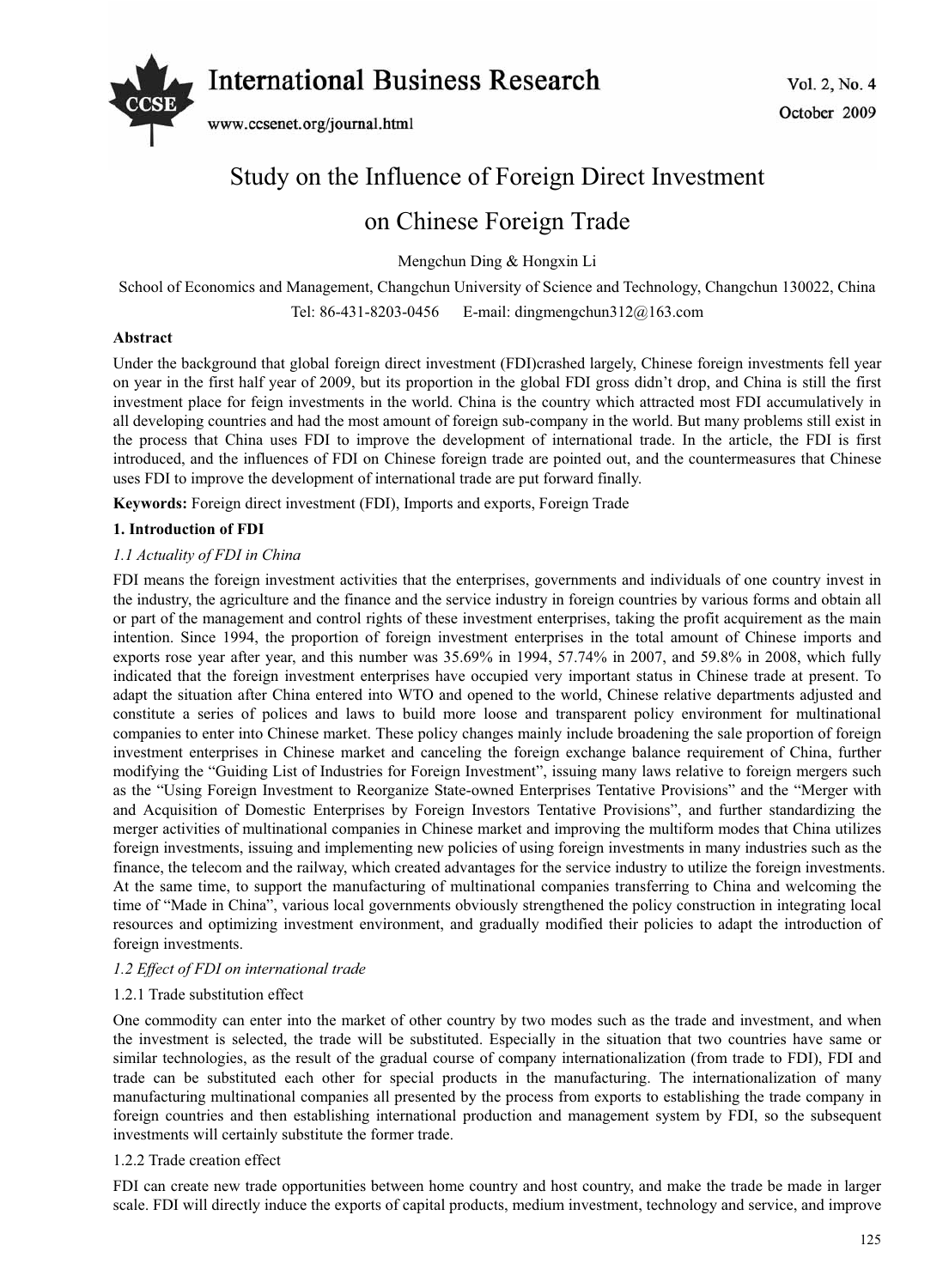# Study on the Influence of Foreign Direct Investment on Chinese Foreign Trade

Mengchun Ding & Hongxin Li

School of Economics and Management, Changchun University of Science and Technology, Changchun 130022, China

Tel: 86-431-8203-0456 E-mail: dingmengchun312@163.com

**Abstract**

Under the background that global foreign direct investment (FDI)crashed largely, Chinese foreign investments fell year on year in the first half year of 2009, but its proportion in the global FDI gross didn't drop, and China is still the first investment place for feign investments in the world. China is the country which attracted most FDI accumulatively in all developing countries and had the most amount of foreign sub-company in the world. But many problems still exist in the process that China uses FDI to improve the development of international trade. In the article, the FDI is first introduced, and the influences of FDI on Chinese foreign trade are pointed out, and the countermeasures that Chinese uses FDI to improve the development of international trade are put forward finally.

**Keywords:** Foreign direct investment (FDI), Imports and exports, Foreign Trade

## 1. Introduction of FDI

### *1.1 Actuality of FDI in China*

FDI means the foreign investment activities that the enterprises, governments and individuals of one country invest in the industry, the agriculture and the finance and the service industry in foreign countries by various forms and obtain all or part of the management and control rights of these investment enterprises, taking the profit acquirement as the main intention. Since 1994, the proportion of foreign investment enterprises in the total amount of Chinese imports and exports rose year after year, and this number was 35.69% in 1994, 57.74% in 2007, and 59.8% in 2008, which fully indicated that the foreign investment enterprises have occupied very important status in Chinese trade at present. To adapt the situation after China entered into WTO and opened to the world, Chinese relative departments adjusted and constitute a series of polices and laws to build more loose and transparent policy environment for multinational companies to enter into Chinese market. These policy changes mainly include broadening the sale proportion of foreign investment enterprises in Chinese market and canceling the foreign exchange balance requirement of China, further modifying the "Guiding List of Industries for Foreign Investment", issuing many laws relative to foreign mergers such as the "Using Foreign Investment to Reorganize State-owned Enterprises Tentative Provisions" and the "Merger with and Acquisition of Domestic Enterprises by Foreign Investors Tentative Provisions", and further standardizing the merger activities of multinational companies in Chinese market and improving the multiform modes that China utilizes foreign investments, issuing and implementing new policies of using foreign investments in many industries such as the finance, the telecom and the railway, which created advantages for the service industry to utilize the foreign investments. At the same time, to support the manufacturing of multinational companies transferring to China and welcoming the time of "Made in China", various local governments obviously strengthened the policy construction in integrating local resources and optimizing investment environment, and gradually modified their policies to adapt the introduction of foreign investments.

### *1.2 Effect of FDI on international trade*

#### 1.2.1 Trade substitution effect

One commodity can enter into the market of other country by two modes such as the trade and investment, and when the investment is selected, the trade will be substituted. Especially in the situation that two countries have same or similar technologies, as the result of the gradual course of company internationalization (from trade to FDI), FDI and trade can be substituted each other for special products in the manufacturing. The internationalization of many manufacturing multinational companies all presented by the process from exports to establishing the trade company in foreign countries and then establishing international production and management system by FDI, so the subsequent investments will certainly substitute the former trade.

#### 1.2.2 Trade creation effect

FDI can create new trade opportunities between home country and host country, and make the trade be made in larger scale. FDI will directly induce the exports of capital products, medium investment, technology and service, and improve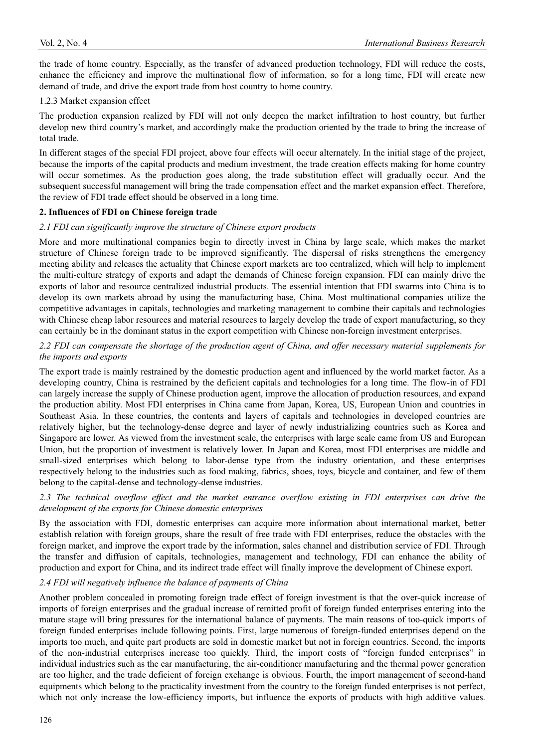the trade of home country. Especially, as the transfer of advanced production technology, FDI will reduce the costs, enhance the efficiency and improve the multinational flow of information, so for a long time, FDI will create new demand of trade, and drive the export trade from host country to home country.

1.2.3 Market expansion effect

The production expansion realized by FDI will not only deepen the market infiltration to host country, but further develop new third country's market, and accordingly make the production oriented by the trade to bring the increase of total trade.

In different stages of the special FDI project, above four effects will occur alternately. In the initial stage of the project, because the imports of the capital products and medium investment, the trade creation effects making for home country will occur sometimes. As the production goes along, the trade substitution effect will gradually occur. And the subsequent successful management will bring the trade compensation effect and the market expansion effect. Therefore, the review of FDI trade effect should be observed in a long time.

## 2. Influences of FDI on Chinese foreign trade

### *2.1 FDI can significantly improve the structure of Chinese export products*

More and more multinational companies begin to directly invest in China by large scale, which makes the market structure of Chinese foreign trade to be improved significantly. The dispersal of risks strengthens the emergency meeting ability and releases the actuality that Chinese export markets are too centralized, which will help to implement the multi-culture strategy of exports and adapt the demands of Chinese foreign expansion. FDI can mainly drive the exports of labor and resource centralized industrial products. The essential intention that FDI swarms into China is to develop its own markets abroad by using the manufacturing base, China. Most multinational companies utilize the competitive advantages in capitals, technologies and marketing management to combine their capitals and technologies with Chinese cheap labor resources and material resources to largely develop the trade of export manufacturing, so they can certainly be in the dominant status in the export competition with Chinese non-foreign investment enterprises.

### *2.2 FDI can compensate the shortage of the production agent of China, and offer necessary material supplements for the imports and exports*

The export trade is mainly restrained by the domestic production agent and influenced by the world market factor. As a developing country, China is restrained by the deficient capitals and technologies for a long time. The flow-in of FDI can largely increase the supply of Chinese production agent, improve the allocation of production resources, and expand the production ability. Most FDI enterprises in China came from Japan, Korea, US, European Union and countries in Southeast Asia. In these countries, the contents and layers of capitals and technologies in developed countries are relatively higher, but the technology-dense degree and layer of newly industrializing countries such as Korea and Singapore are lower. As viewed from the investment scale, the enterprises with large scale came from US and European Union, but the proportion of investment is relatively lower. In Japan and Korea, most FDI enterprises are middle and small-sized enterprises which belong to labor-dense type from the industry orientation, and these enterprises respectively belong to the industries such as food making, fabrics, shoes, toys, bicycle and container, and few of them belong to the capital-dense and technology-dense industries.

### *2.3 The technical overflow effect and the market entrance overflow existing in FDI enterprises can drive the development of the exports for Chinese domestic enterprises*

By the association with FDI, domestic enterprises can acquire more information about international market, better establish relation with foreign groups, share the result of free trade with FDI enterprises, reduce the obstacles with the foreign market, and improve the export trade by the information, sales channel and distribution service of FDI. Through the transfer and diffusion of capitals, technologies, management and technology, FDI can enhance the ability of production and export for China, and its indirect trade effect will finally improve the development of Chinese export.

### *2.4 FDI will negatively influence the balance of payments of China*

Another problem concealed in promoting foreign trade effect of foreign investment is that the over-quick increase of imports of foreign enterprises and the gradual increase of remitted profit of foreign funded enterprises entering into the mature stage will bring pressures for the international balance of payments. The main reasons of too-quick imports of foreign funded enterprises include following points. First, large numerous of foreign-funded enterprises depend on the imports too much, and quite part products are sold in domestic market but not in foreign countries. Second, the imports of the non-industrial enterprises increase too quickly. Third, the import costs of "foreign funded enterprises" in individual industries such as the car manufacturing, the air-conditioner manufacturing and the thermal power generation are too higher, and the trade deficient of foreign exchange is obvious. Fourth, the import management of second-hand equipments which belong to the practicality investment from the country to the foreign funded enterprises is not perfect, which not only increase the low-efficiency imports, but influence the exports of products with high additive values.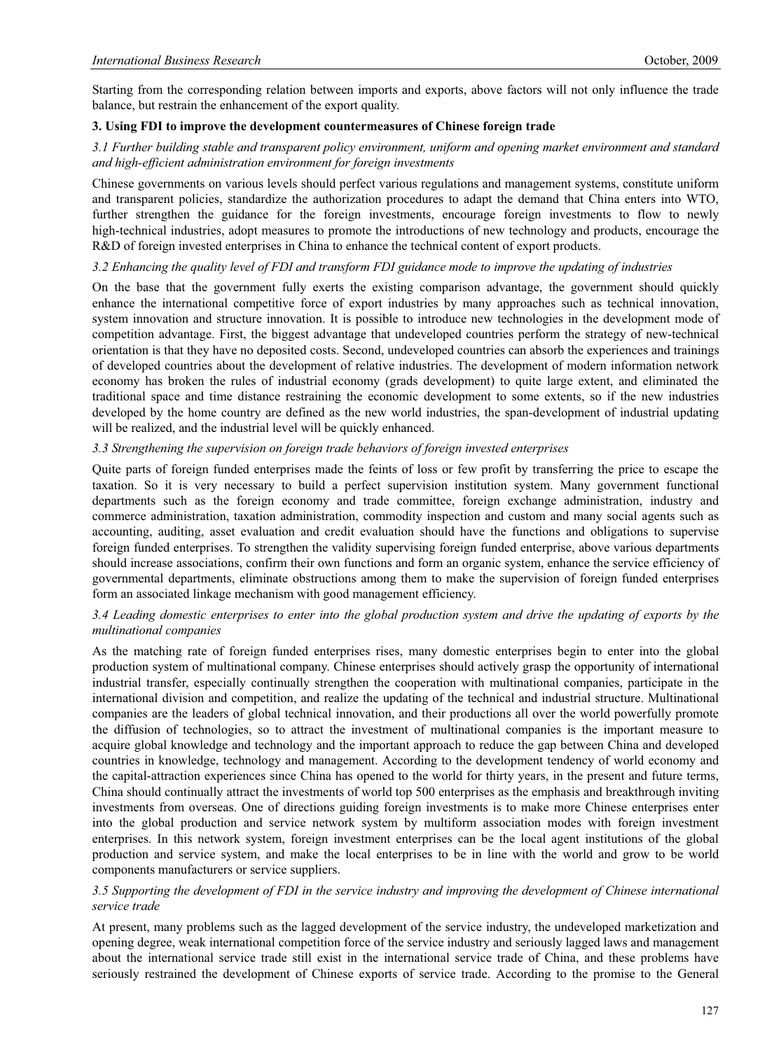Starting from the corresponding relation between imports and exports, above factors will not only influence the trade balance, but restrain the enhancement of the export quality.

## 3. Using FDI to improve the development countermeasures of Chinese foreign trade

### *3.1 Further building stable and transparent policy environment, uniform and opening market environment and standard and high-efficient administration environment for foreign investments*

Chinese governments on various levels should perfect various regulations and management systems, constitute uniform and transparent policies, standardize the authorization procedures to adapt the demand that China enters into WTO, further strengthen the guidance for the foreign investments, encourage foreign investments to flow to newly high-technical industries, adopt measures to promote the introductions of new technology and products, encourage the R&D of foreign invested enterprises in China to enhance the technical content of export products.

### *3.2 Enhancing the quality level of FDI and transform FDI guidance mode to improve the updating of industries*

On the base that the government fully exerts the existing comparison advantage, the government should quickly enhance the international competitive force of export industries by many approaches such as technical innovation, system innovation and structure innovation. It is possible to introduce new technologies in the development mode of competition advantage. First, the biggest advantage that undeveloped countries perform the strategy of new-technical orientation is that they have no deposited costs. Second, undeveloped countries can absorb the experiences and trainings of developed countries about the development of relative industries. The development of modern information network economy has broken the rules of industrial economy (grads development) to quite large extent, and eliminated the traditional space and time distance restraining the economic development to some extents, so if the new industries developed by the home country are defined as the new world industries, the span-development of industrial updating will be realized, and the industrial level will be quickly enhanced.

### *3.3 Strengthening the supervision on foreign trade behaviors of foreign invested enterprises*

Quite parts of foreign funded enterprises made the feints of loss or few profit by transferring the price to escape the taxation. So it is very necessary to build a perfect supervision institution system. Many government functional departments such as the foreign economy and trade committee, foreign exchange administration, industry and commerce administration, taxation administration, commodity inspection and custom and many social agents such as accounting, auditing, asset evaluation and credit evaluation should have the functions and obligations to supervise foreign funded enterprises. To strengthen the validity supervising foreign funded enterprise, above various departments should increase associations, confirm their own functions and form an organic system, enhance the service efficiency of governmental departments, eliminate obstructions among them to make the supervision of foreign funded enterprises form an associated linkage mechanism with good management efficiency.

### *3.4 Leading domestic enterprises to enter into the global production system and drive the updating of exports by the multinational companies*

As the matching rate of foreign funded enterprises rises, many domestic enterprises begin to enter into the global production system of multinational company. Chinese enterprises should actively grasp the opportunity of international industrial transfer, especially continually strengthen the cooperation with multinational companies, participate in the international division and competition, and realize the updating of the technical and industrial structure. Multinational companies are the leaders of global technical innovation, and their productions all over the world powerfully promote the diffusion of technologies, so to attract the investment of multinational companies is the important measure to acquire global knowledge and technology and the important approach to reduce the gap between China and developed countries in knowledge, technology and management. According to the development tendency of world economy and the capital-attraction experiences since China has opened to the world for thirty years, in the present and future terms, China should continually attract the investments of world top 500 enterprises as the emphasis and breakthrough inviting investments from overseas. One of directions guiding foreign investments is to make more Chinese enterprises enter into the global production and service network system by multiform association modes with foreign investment enterprises. In this network system, foreign investment enterprises can be the local agent institutions of the global production and service system, and make the local enterprises to be in line with the world and grow to be world components manufacturers or service suppliers.

### *3.5 Supporting the development of FDI in the service industry and improving the development of Chinese international service trade*

At present, many problems such as the lagged development of the service industry, the undeveloped marketization and opening degree, weak international competition force of the service industry and seriously lagged laws and management about the international service trade still exist in the international service trade of China, and these problems have seriously restrained the development of Chinese exports of service trade. According to the promise to the General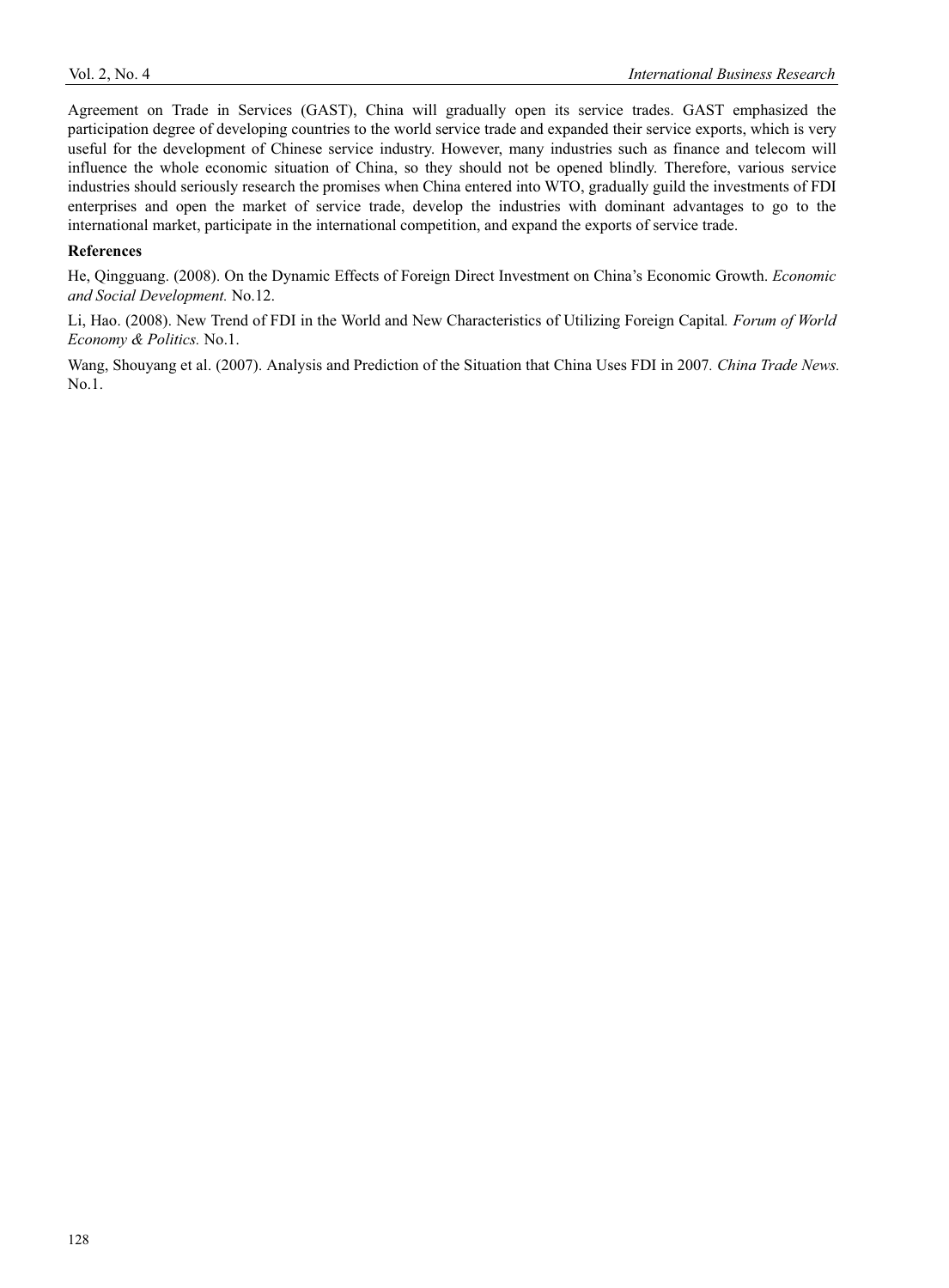Agreement on Trade in Services (GAST), China will gradually open its service trades. GAST emphasized the participation degree of developing countries to the world service trade and expanded their service exports, which is very useful for the development of Chinese service industry. However, many industries such as finance and telecom will influence the whole economic situation of China, so they should not be opened blindly. Therefore, various service industries should seriously research the promises when China entered into WTO, gradually guild the investments of FDI enterprises and open the market of service trade, develop the industries with dominant advantages to go to the international market, participate in the international competition, and expand the exports of service trade.

## References

He, Qingguang. (2008). On the Dynamic Effects of Foreign Direct Investment on China's Economic Growth. *Economic and Social Development.* No.12.

Li, Hao. (2008). New Trend of FDI in the World and New Characteristics of Utilizing Foreign Capital*. Forum of World Economy & Politics.* No.1.

Wang, Shouyang et al. (2007). Analysis and Prediction of the Situation that China Uses FDI in 2007*. China Trade News.* No.1.